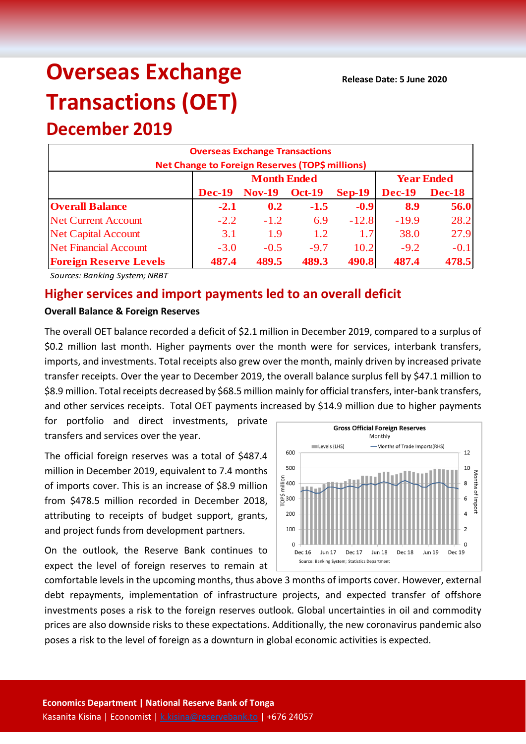# Overseas Exchange Transactions (OET)

## December 2019

**Release Date: 5 June 2020**

| Overseas Exchange Transactions<br>Net Change to Foreign Reserves (TOP$ millions) | | | | | | |
|---|---|---|---|---|---|---|
| | Month Ended | | | | Year Ended | |
| | Dec-19 | Nov-19 | Oct-19 | Sep-19 | Dec-19 | Dec-18 |
| **Overall Balance** | **-2.1** | **0.2** | **-1.5** | **-0.9** | **8.9** | **56.0** |
| Net Current Account | -2.2 | -1.2 | 6.9 | -12.8 | -19.9 | 28.2 |
| Net Capital Account | 3.1 | 1.9 | 1.2 | 1.7 | 38.0 | 27.9 |
| Net Financial Account | -3.0 | -0.5 | -9.7 | 10.2 | -9.2 | -0.1 |
| **Foreign Reserve Levels** | **487.4** | **489.5** | **489.3** | **490.8** | **487.4** | **478.5** |

*Sources: Banking System; NRBT*

## Higher services and import payments led to an overall deficit

**Overall Balance & Foreign Reserves**

The overall OET balance recorded a deficit of $2.1 million in December 2019, compared to a surplus of $0.2 million last month. Higher payments over the month were for services, interbank transfers, imports, and investments. Total receipts also grew over the month, mainly driven by increased private transfer receipts. Over the year to December 2019, the overall balance surplus fell by $47.1 million to $8.9 million. Total receipts decreased by $68.5 million mainly for official transfers, inter-bank transfers, and other services receipts. Total OET payments increased by $14.9 million due to higher payments for portfolio and direct investments, private transfers and services over the year.

The official foreign reserves was a total of $487.4 million in December 2019, equivalent to 7.4 months of imports cover. This is an increase of $8.9 million from $478.5 million recorded in December 2018, attributing to receipts of budget support, grants, and project funds from development partners.

Gross Official Foreign Reserves
Monthly

Source: Banking System; Statistics Department

On the outlook, the Reserve Bank continues to expect the level of foreign reserves to remain at comfortable levels in the upcoming months, thus above 3 months of imports cover. However, external debt repayments, implementation of infrastructure projects, and expected transfer of offshore investments poses a risk to the foreign reserves outlook. Global uncertainties in oil and commodity prices are also downside risks to these expectations. Additionally, the new coronavirus pandemic also poses a risk to the level of foreign as a downturn in global economic activities is expected.

**Economics Department | National Reserve Bank of Tonga**
Kasanita Kisina | Economist | k.kisina@reservebank.to | +676 24057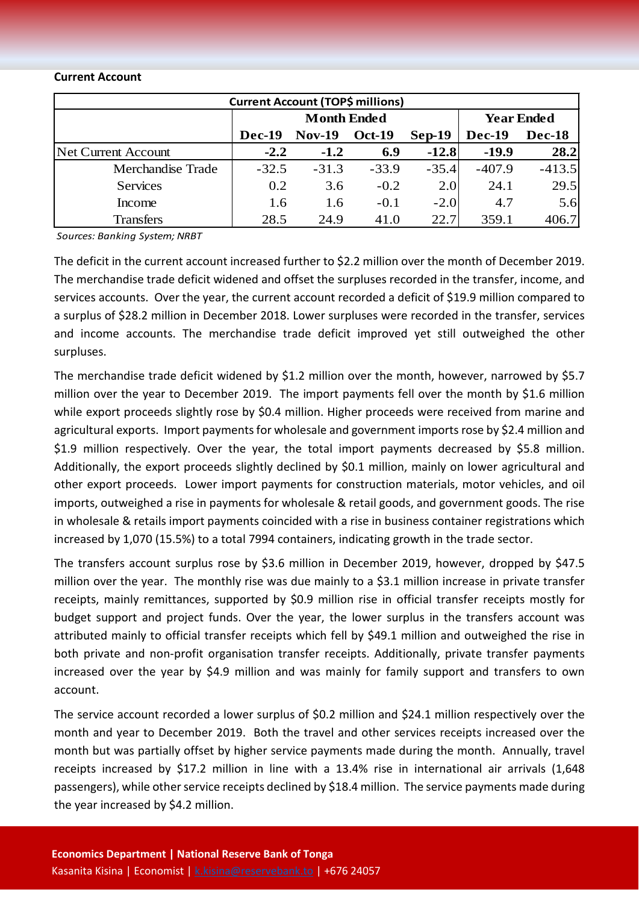**Current Account**

| Current Account (TOP$ millions) | | | | | | |
|---|---|---|---|---|---|---|
| | Month Ended | | | | Year Ended | |
| | Dec-19 | Nov-19 | Oct-19 | Sep-19 | Dec-19 | Dec-18 |
| Net Current Account | **-2.2** | **-1.2** | **6.9** | **-12.8** | **-19.9** | **28.2** |
| Merchandise Trade | -32.5 | -31.3 | -33.9 | -35.4 | -407.9 | -413.5 |
| Services | 0.2 | 3.6 | -0.2 | 2.0 | 24.1 | 29.5 |
| Income | 1.6 | 1.6 | -0.1 | -2.0 | 4.7 | 5.6 |
| Transfers | 28.5 | 24.9 | 41.0 | 22.7 | 359.1 | 406.7 |

*Sources: Banking System; NRBT*

The deficit in the current account increased further to $2.2 million over the month of December 2019. The merchandise trade deficit widened and offset the surpluses recorded in the transfer, income, and services accounts. Over the year, the current account recorded a deficit of $19.9 million compared to a surplus of $28.2 million in December 2018. Lower surpluses were recorded in the transfer, services and income accounts. The merchandise trade deficit improved yet still outweighed the other surpluses.

The merchandise trade deficit widened by $1.2 million over the month, however, narrowed by $5.7 million over the year to December 2019. The import payments fell over the month by $1.6 million while export proceeds slightly rose by $0.4 million. Higher proceeds were received from marine and agricultural exports. Import payments for wholesale and government imports rose by $2.4 million and $1.9 million respectively. Over the year, the total import payments decreased by $5.8 million. Additionally, the export proceeds slightly declined by $0.1 million, mainly on lower agricultural and other export proceeds. Lower import payments for construction materials, motor vehicles, and oil imports, outweighed a rise in payments for wholesale & retail goods, and government goods. The rise in wholesale & retails import payments coincided with a rise in business container registrations which increased by 1,070 (15.5%) to a total 7994 containers, indicating growth in the trade sector.

The transfers account surplus rose by $3.6 million in December 2019, however, dropped by $47.5 million over the year. The monthly rise was due mainly to a $3.1 million increase in private transfer receipts, mainly remittances, supported by $0.9 million rise in official transfer receipts mostly for budget support and project funds. Over the year, the lower surplus in the transfers account was attributed mainly to official transfer receipts which fell by $49.1 million and outweighed the rise in both private and non-profit organisation transfer receipts. Additionally, private transfer payments increased over the year by $4.9 million and was mainly for family support and transfers to own account.

The service account recorded a lower surplus of $0.2 million and $24.1 million respectively over the month and year to December 2019. Both the travel and other services receipts increased over the month but was partially offset by higher service payments made during the month. Annually, travel receipts increased by $17.2 million in line with a 13.4% rise in international air arrivals (1,648 passengers), while other service receipts declined by $18.4 million. The service payments made during the year increased by $4.2 million.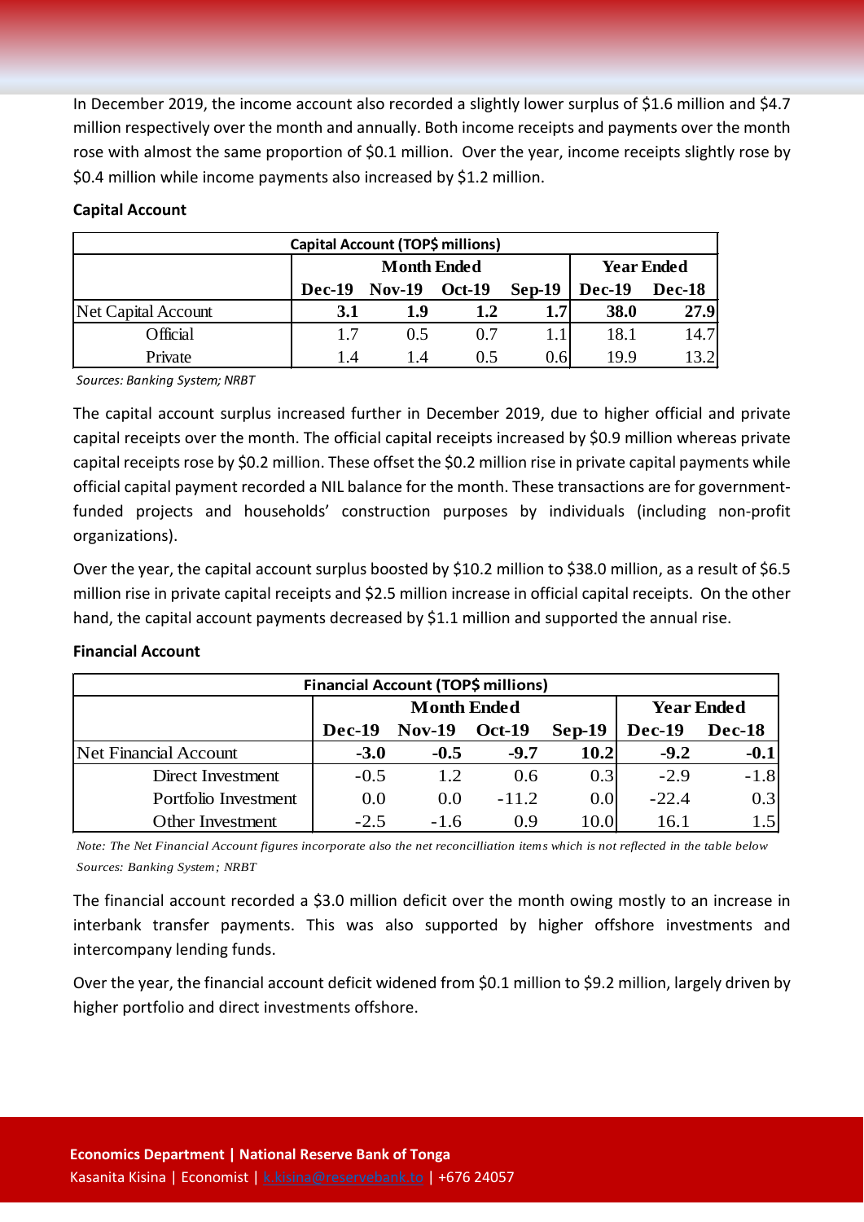In December 2019, the income account also recorded a slightly lower surplus of $1.6 million and $4.7 million respectively over the month and annually. Both income receipts and payments over the month rose with almost the same proportion of $0.1 million. Over the year, income receipts slightly rose by $0.4 million while income payments also increased by $1.2 million.

**Capital Account**

| Capital Account (TOP$ millions) | | | | | | |
|---|---|---|---|---|---|---|
| | Month Ended | | | | Year Ended | |
| | Dec-19 | Nov-19 | Oct-19 | Sep-19 | Dec-19 | Dec-18 |
| Net Capital Account | **3.1** | **1.9** | **1.2** | **1.7** | **38.0** | **27.9** |
| Official | 1.7 | 0.5 | 0.7 | 1.1 | 18.1 | 14.7 |
| Private | 1.4 | 1.4 | 0.5 | 0.6 | 19.9 | 13.2 |

*Sources: Banking System; NRBT*

The capital account surplus increased further in December 2019, due to higher official and private capital receipts over the month. The official capital receipts increased by $0.9 million whereas private capital receipts rose by $0.2 million. These offset the $0.2 million rise in private capital payments while official capital payment recorded a NIL balance for the month. These transactions are for government-funded projects and households' construction purposes by individuals (including non-profit organizations).

Over the year, the capital account surplus boosted by $10.2 million to $38.0 million, as a result of $6.5 million rise in private capital receipts and $2.5 million increase in official capital receipts. On the other hand, the capital account payments decreased by $1.1 million and supported the annual rise.

**Financial Account**

| Financial Account (TOP$ millions) | | | | | | |
|---|---|---|---|---|---|---|
| | Month Ended | | | | Year Ended | |
| | Dec-19 | Nov-19 | Oct-19 | Sep-19 | Dec-19 | Dec-18 |
| Net Financial Account | **-3.0** | **-0.5** | **-9.7** | **10.2** | **-9.2** | **-0.1** |
| Direct Investment | -0.5 | 1.2 | 0.6 | 0.3 | -2.9 | -1.8 |
| Portfolio Investment | 0.0 | 0.0 | -11.2 | 0.0 | -22.4 | 0.3 |
| Other Investment | -2.5 | -1.6 | 0.9 | 10.0 | 16.1 | 1.5 |

*Note: The Net Financial Account figures incorporate also the net reconcilliation items which is not reflected in the table below*

*Sources: Banking System; NRBT*

The financial account recorded a $3.0 million deficit over the month owing mostly to an increase in interbank transfer payments. This was also supported by higher offshore investments and intercompany lending funds.

Over the year, the financial account deficit widened from $0.1 million to $9.2 million, largely driven by higher portfolio and direct investments offshore.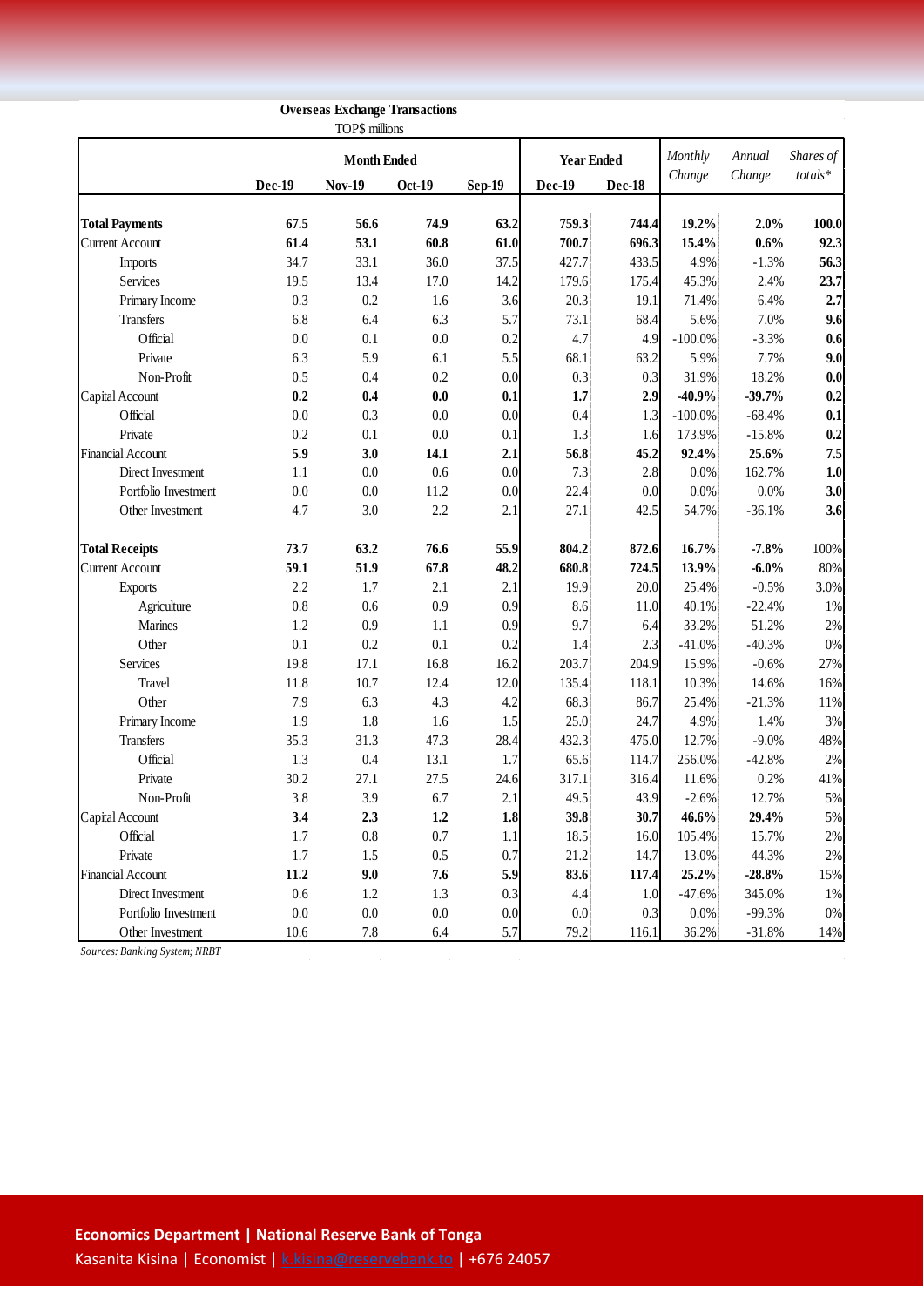**Overseas Exchange Transactions**

TOP$ millions

| | Month Ended | | | | Year Ended | | *Monthly Change* | *Annual Change* | *Shares of totals** |
|---|---|---|---|---|---|---|---|---|---|
| | **Dec-19** | **Nov-19** | **Oct-19** | **Sep-19** | **Dec-19** | **Dec-18** | | | |
| **Total Payments** | **67.5** | **56.6** | **74.9** | **63.2** | **759.3** | **744.4** | **19.2%** | **2.0%** | **100.0** |
| Current Account | **61.4** | **53.1** | **60.8** | **61.0** | **700.7** | **696.3** | **15.4%** | **0.6%** | **92.3** |
| Imports | 34.7 | 33.1 | 36.0 | 37.5 | 427.7 | 433.5 | 4.9% | -1.3% | **56.3** |
| Services | 19.5 | 13.4 | 17.0 | 14.2 | 179.6 | 175.4 | 45.3% | 2.4% | **23.7** |
| Primary Income | 0.3 | 0.2 | 1.6 | 3.6 | 20.3 | 19.1 | 71.4% | 6.4% | **2.7** |
| Transfers | 6.8 | 6.4 | 6.3 | 5.7 | 73.1 | 68.4 | 5.6% | 7.0% | **9.6** |
| Official | 0.0 | 0.1 | 0.0 | 0.2 | 4.7 | 4.9 | -100.0% | -3.3% | **0.6** |
| Private | 6.3 | 5.9 | 6.1 | 5.5 | 68.1 | 63.2 | 5.9% | 7.7% | **9.0** |
| Non-Profit | 0.5 | 0.4 | 0.2 | 0.0 | 0.3 | 0.3 | 31.9% | 18.2% | **0.0** |
| Capital Account | **0.2** | **0.4** | **0.0** | **0.1** | **1.7** | **2.9** | **-40.9%** | **-39.7%** | **0.2** |
| Official | 0.0 | 0.3 | 0.0 | 0.0 | 0.4 | 1.3 | -100.0% | -68.4% | **0.1** |
| Private | 0.2 | 0.1 | 0.0 | 0.1 | 1.3 | 1.6 | 173.9% | -15.8% | **0.2** |
| Financial Account | **5.9** | **3.0** | **14.1** | **2.1** | **56.8** | **45.2** | **92.4%** | **25.6%** | **7.5** |
| Direct Investment | 1.1 | 0.0 | 0.6 | 0.0 | 7.3 | 2.8 | 0.0% | 162.7% | **1.0** |
| Portfolio Investment | 0.0 | 0.0 | 11.2 | 0.0 | 22.4 | 0.0 | 0.0% | 0.0% | **3.0** |
| Other Investment | 4.7 | 3.0 | 2.2 | 2.1 | 27.1 | 42.5 | 54.7% | -36.1% | **3.6** |
| **Total Receipts** | **73.7** | **63.2** | **76.6** | **55.9** | **804.2** | **872.6** | **16.7%** | **-7.8%** | 100% |
| Current Account | **59.1** | **51.9** | **67.8** | **48.2** | **680.8** | **724.5** | **13.9%** | **-6.0%** | 80% |
| Exports | 2.2 | 1.7 | 2.1 | 2.1 | 19.9 | 20.0 | 25.4% | -0.5% | 3.0% |
| Agriculture | 0.8 | 0.6 | 0.9 | 0.9 | 8.6 | 11.0 | 40.1% | -22.4% | 1% |
| Marines | 1.2 | 0.9 | 1.1 | 0.9 | 9.7 | 6.4 | 33.2% | 51.2% | 2% |
| Other | 0.1 | 0.2 | 0.1 | 0.2 | 1.4 | 2.3 | -41.0% | -40.3% | 0% |
| Services | 19.8 | 17.1 | 16.8 | 16.2 | 203.7 | 204.9 | 15.9% | -0.6% | 27% |
| Travel | 11.8 | 10.7 | 12.4 | 12.0 | 135.4 | 118.1 | 10.3% | 14.6% | 16% |
| Other | 7.9 | 6.3 | 4.3 | 4.2 | 68.3 | 86.7 | 25.4% | -21.3% | 11% |
| Primary Income | 1.9 | 1.8 | 1.6 | 1.5 | 25.0 | 24.7 | 4.9% | 1.4% | 3% |
| Transfers | 35.3 | 31.3 | 47.3 | 28.4 | 432.3 | 475.0 | 12.7% | -9.0% | 48% |
| Official | 1.3 | 0.4 | 13.1 | 1.7 | 65.6 | 114.7 | 256.0% | -42.8% | 2% |
| Private | 30.2 | 27.1 | 27.5 | 24.6 | 317.1 | 316.4 | 11.6% | 0.2% | 41% |
| Non-Profit | 3.8 | 3.9 | 6.7 | 2.1 | 49.5 | 43.9 | -2.6% | 12.7% | 5% |
| Capital Account | **3.4** | **2.3** | **1.2** | **1.8** | **39.8** | **30.7** | **46.6%** | **29.4%** | 5% |
| Official | 1.7 | 0.8 | 0.7 | 1.1 | 18.5 | 16.0 | 105.4% | 15.7% | 2% |
| Private | 1.7 | 1.5 | 0.5 | 0.7 | 21.2 | 14.7 | 13.0% | 44.3% | 2% |
| Financial Account | **11.2** | **9.0** | **7.6** | **5.9** | **83.6** | **117.4** | **25.2%** | **-28.8%** | 15% |
| Direct Investment | 0.6 | 1.2 | 1.3 | 0.3 | 4.4 | 1.0 | -47.6% | 345.0% | 1% |
| Portfolio Investment | 0.0 | 0.0 | 0.0 | 0.0 | 0.0 | 0.3 | 0.0% | -99.3% | 0% |
| Other Investment | 10.6 | 7.8 | 6.4 | 5.7 | 79.2 | 116.1 | 36.2% | -31.8% | 14% |

*Sources: Banking System; NRBT*

**Economics Department | National Reserve Bank of Tonga**

Kasanita Kisina | Economist | k.kisina@reservebank.to | +676 24057